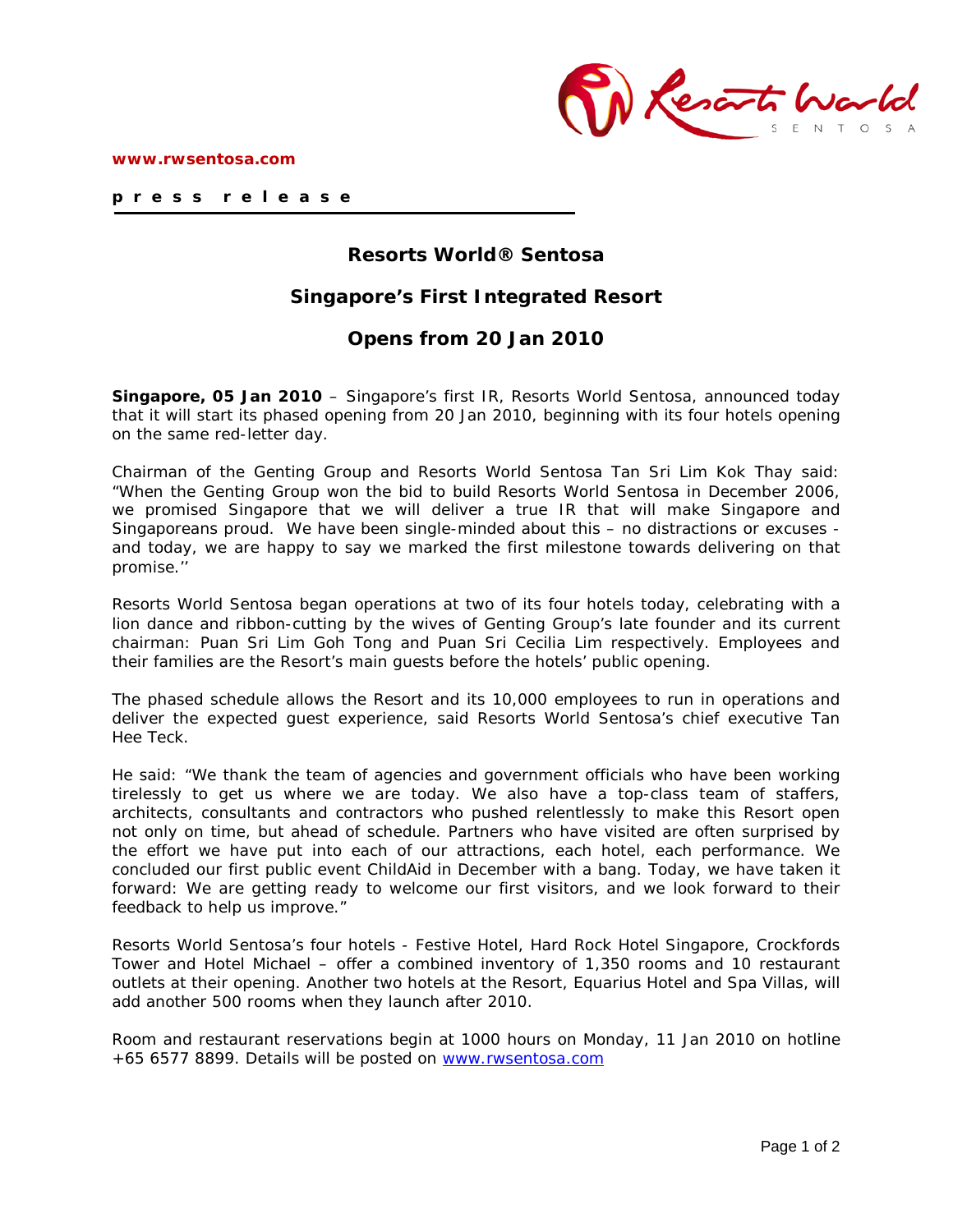www.rwsentosa.com

**p r e s s r e l e a s e**

## Resorts World® Sentosa

## Singapore's First Integrated Resort

## Opens from 20 Jan 2010

**Singapore, 05 Jan 2010** – Singapore's first IR, Resorts World Sentosa, announced today that it will start its phased opening from 20 Jan 2010, beginning with its four hotels opening on the same red-letter day.

Chairman of the Genting Group and Resorts World Sentosa Tan Sri Lim Kok Thay said: "When the Genting Group won the bid to build Resorts World Sentosa in December 2006, we promised Singapore that we will deliver a true IR that will make Singapore and Singaporeans proud. We have been single-minded about this – no distractions or excuses - and today, we are happy to say we marked the first milestone towards delivering on that promise.''

Resorts World Sentosa began operations at two of its four hotels today, celebrating with a lion dance and ribbon-cutting by the wives of Genting Group's late founder and its current chairman: Puan Sri Lim Goh Tong and Puan Sri Cecilia Lim respectively. Employees and their families are the Resort's main guests before the hotels' public opening.

The phased schedule allows the Resort and its 10,000 employees to run in operations and deliver the expected guest experience, said Resorts World Sentosa's chief executive Tan Hee Teck.

He said: "We thank the team of agencies and government officials who have been working tirelessly to get us where we are today. We also have a top-class team of staffers, architects, consultants and contractors who pushed relentlessly to make this Resort open not only on time, but ahead of schedule. Partners who have visited are often surprised by the effort we have put into each of our attractions, each hotel, each performance. We concluded our first public event ChildAid in December with a bang. Today, we have taken it forward: We are getting ready to welcome our first visitors, and we look forward to their feedback to help us improve."

Resorts World Sentosa's four hotels - Festive Hotel, Hard Rock Hotel Singapore, Crockfords Tower and Hotel Michael – offer a combined inventory of 1,350 rooms and 10 restaurant outlets at their opening. Another two hotels at the Resort, Equarius Hotel and Spa Villas, will add another 500 rooms when they launch after 2010.

Room and restaurant reservations begin at 1000 hours on Monday, 11 Jan 2010 on hotline +65 6577 8899. Details will be posted on www.rwsentosa.com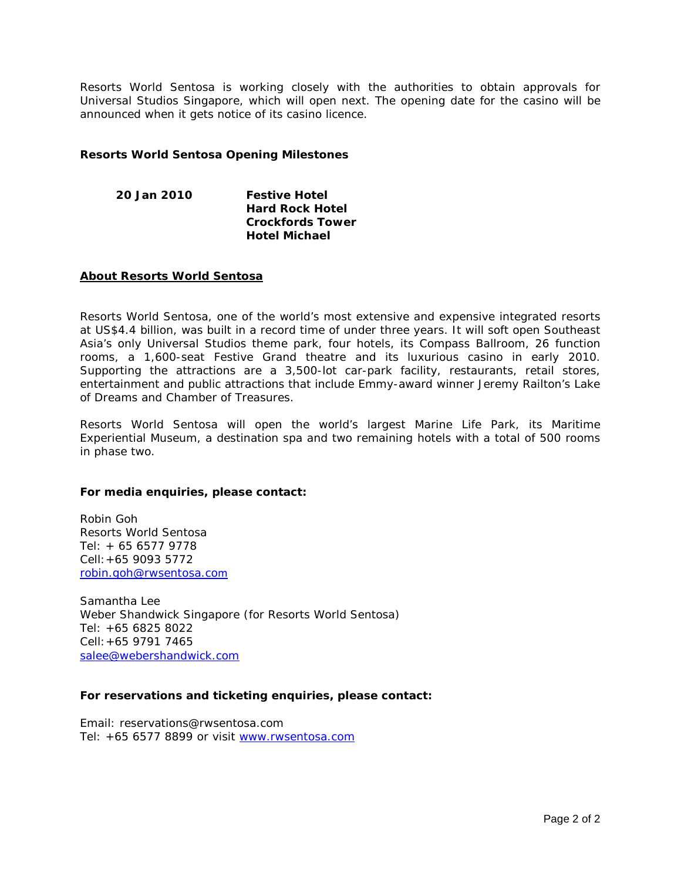Resorts World Sentosa is working closely with the authorities to obtain approvals for Universal Studios Singapore, which will open next. The opening date for the casino will be announced when it gets notice of its casino licence.

**Resorts World Sentosa Opening Milestones**

| | |
|---|---|
| **20 Jan 2010** | **Festive Hotel**<br>**Hard Rock Hotel**<br>**Crockfords Tower**<br>**Hotel Michael** |

## <u>About Resorts World Sentosa</u>

Resorts World Sentosa, one of the world's most extensive and expensive integrated resorts at US$4.4 billion, was built in a record time of under three years. It will soft open Southeast Asia's only Universal Studios theme park, four hotels, its Compass Ballroom, 26 function rooms, a 1,600-seat Festive Grand theatre and its luxurious casino in early 2010. Supporting the attractions are a 3,500-lot car-park facility, restaurants, retail stores, entertainment and public attractions that include Emmy-award winner Jeremy Railton's Lake of Dreams and Chamber of Treasures.

Resorts World Sentosa will open the world's largest Marine Life Park, its Maritime Experiential Museum, a destination spa and two remaining hotels with a total of 500 rooms in phase two.

**For media enquiries, please contact:**

Robin Goh
Resorts World Sentosa
Tel: + 65 6577 9778
Cell: +65 9093 5772
robin.goh@rwsentosa.com

Samantha Lee
Weber Shandwick Singapore (for Resorts World Sentosa)
Tel: +65 6825 8022
Cell: +65 9791 7465
salee@webershandwick.com

**For reservations and ticketing enquiries, please contact:**

Email: reservations@rwsentosa.com
Tel: +65 6577 8899 or visit www.rwsentosa.com